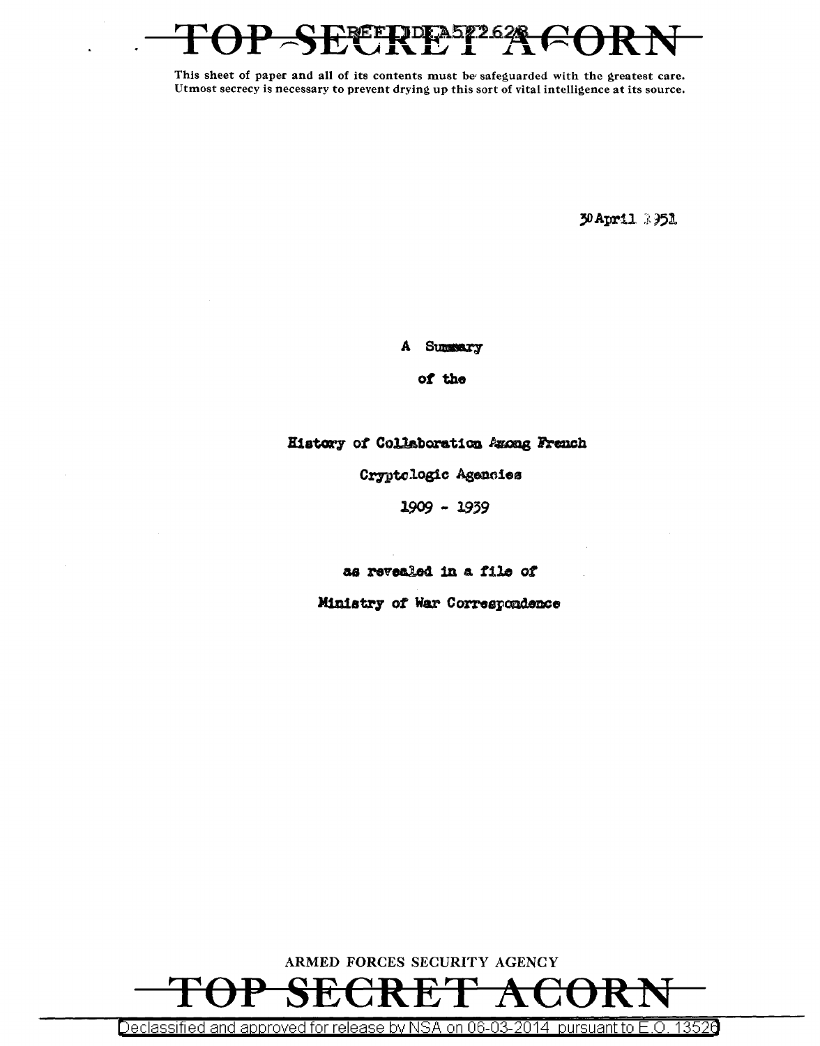TOP SECRET ACORN

REF ID:A522628

This sheet of paper and all of its contents must be safeguarded with the greatest care. Utmost secrecy is necessary to prevent drying up this sort of vital intelligence at its source.

30 April 1951

# A Summary

# of the

# History of Collaboration Among French Cryptologic Agencies

# 1909 - 1939

as revealed in a file of

Ministry of War Correspondence

ARMED FORCES SECURITY AGENCY

TOP SECRET ACORN

Declassified and approved for release by NSA on 06-03-2014 pursuant to E.O. 13526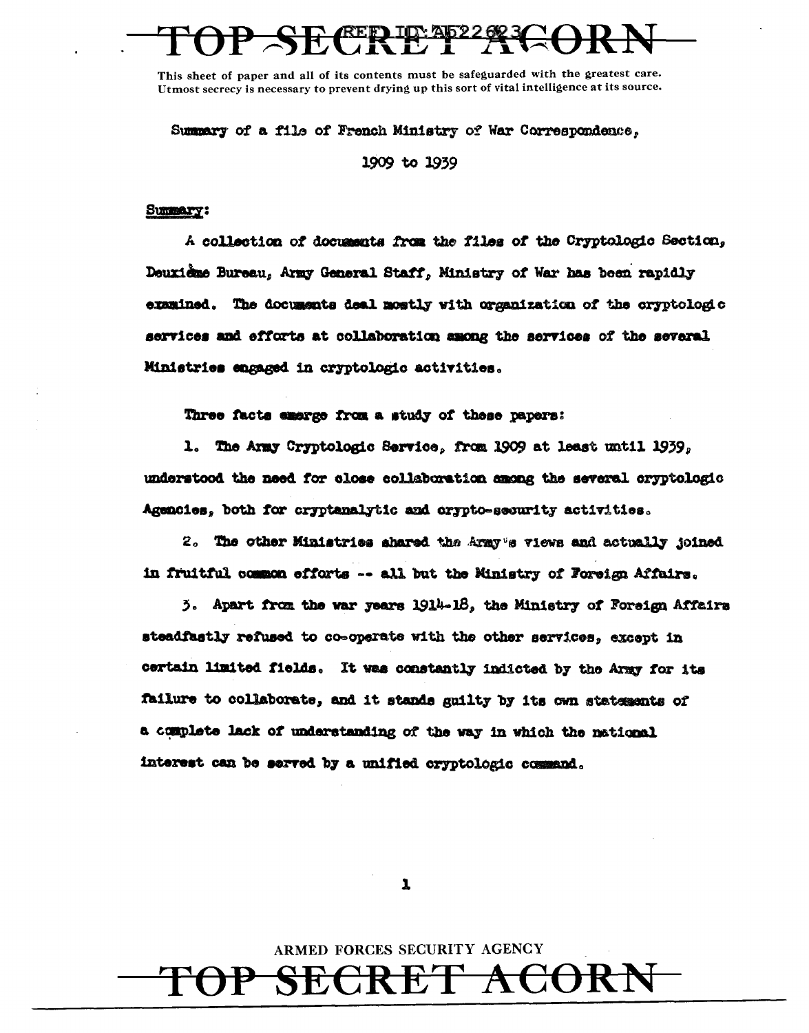This sheet of paper and all of its contents must be safeguarded with the greatest care. Utmost secrecy is necessary to prevent drying up this sort of vital intelligence at its source.

Summary of a file of French Ministry of War Correspondence,

1909 to 1939

**Summary:**

A collection of documents from the files of the Cryptologic Section, Deuxième Bureau, Army General Staff, Ministry of War has been rapidly examined. The documents deal mostly with organization of the cryptologic services and efforts at collaboration among the services of the several Ministries engaged in cryptologic activities.

Three facts emerge from a study of these papers:

1. The Army Cryptologic Service, from 1909 at least until 1939, understood the need for close collaboration among the several cryptologic Agencies, both for cryptanalytic and crypto-security activities.

2. The other Ministries shared the Army's views and actually joined in fruitful common efforts -- all but the Ministry of Foreign Affairs.

3. Apart from the war years 1914-18, the Ministry of Foreign Affairs steadfastly refused to co-operate with the other services, except in certain limited fields. It was constantly indicted by the Army for its failure to collaborate, and it stands guilty by its own statements of a complete lack of understanding of the way in which the national interest can be served by a unified cryptologic command.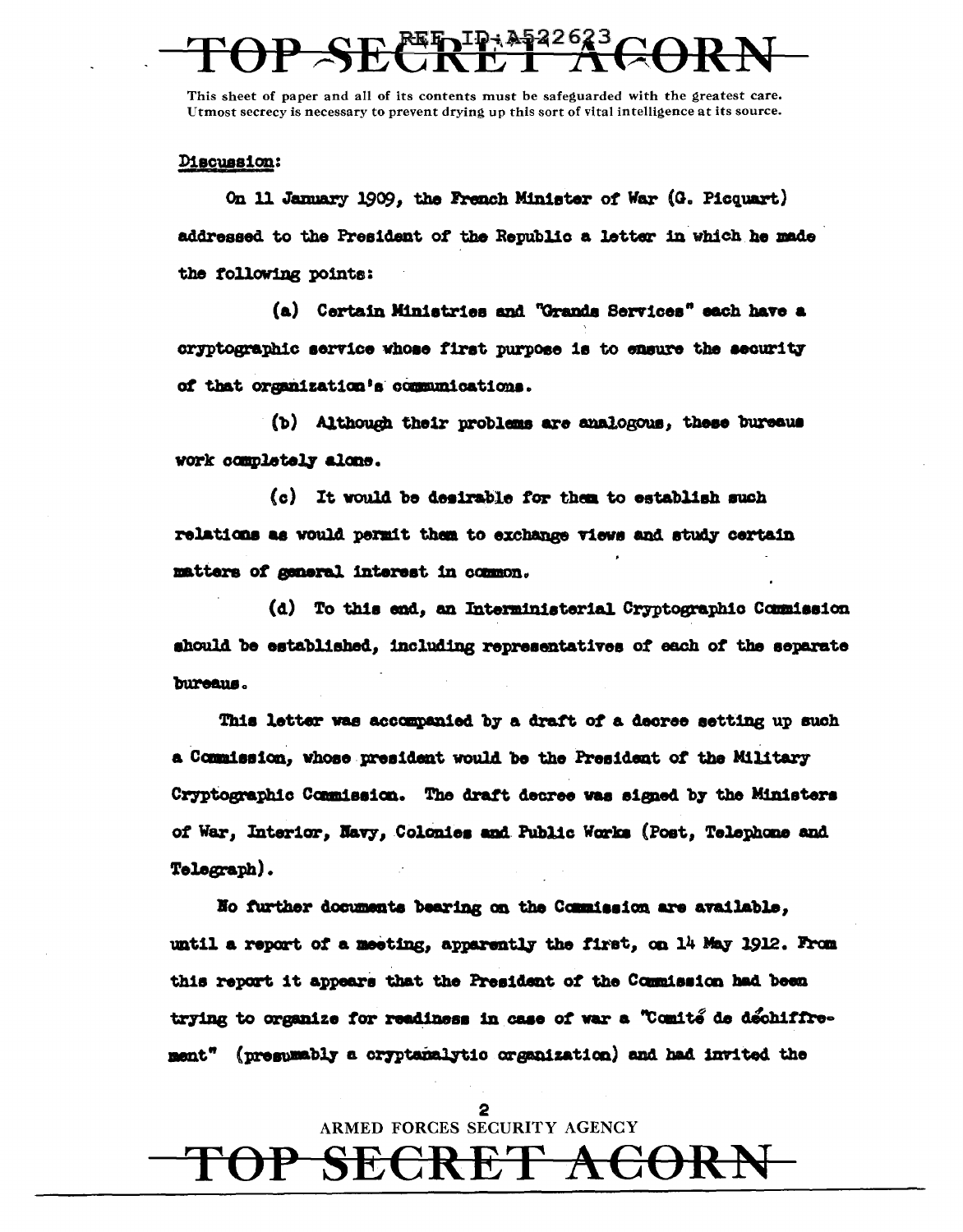This sheet of paper and all of its contents must be safeguarded with the greatest care. Utmost secrecy is necessary to prevent drying up this sort of vital intelligence at its source.

Discussion:

On 11 January 1909, the French Minister of War (G. Picquart) addressed to the President of the Republic a letter in which he made the following points:

(a) Certain Ministries and "Grands Services" each have a cryptographic service whose first purpose is to ensure the security of that organization's communications.

(b) Although their problems are analogous, these bureaus work completely alone.

(c) It would be desirable for them to establish such relations as would permit them to exchange views and study certain matters of general interest in common.

(d) To this end, an Interministerial Cryptographic Commission should be established, including representatives of each of the separate bureaus.

This letter was accompanied by a draft of a decree setting up such a Commission, whose president would be the President of the Military Cryptographic Commission. The draft decree was signed by the Ministers of War, Interior, Navy, Colonies and Public Works (Post, Telephone and Telegraph).

No further documents bearing on the Commission are available, until a report of a meeting, apparently the first, on 14 May 1912. From this report it appears that the President of the Commission had been trying to organize for readiness in case of war a "Comité de déchiffrement" (presumably a cryptanalytic organization) and had invited the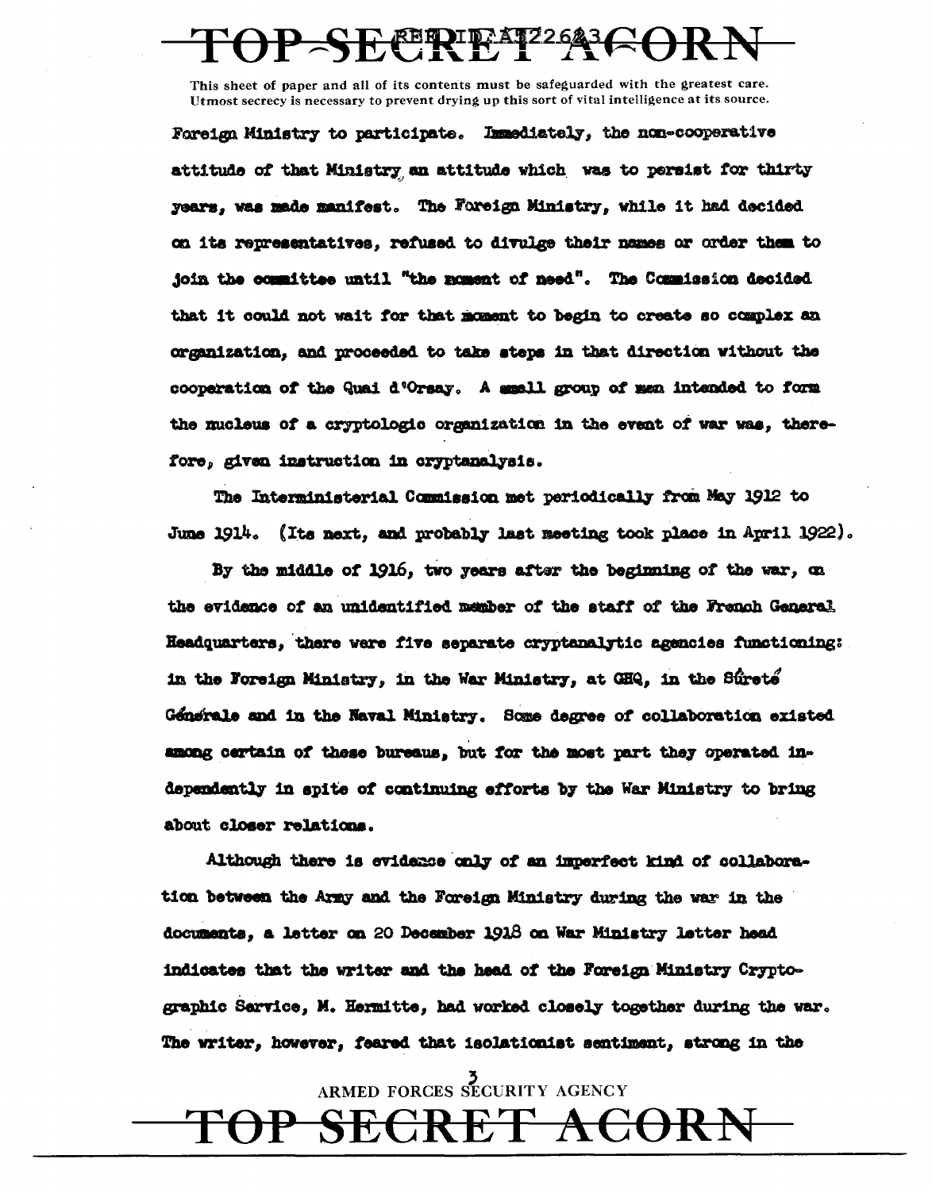This sheet of paper and all of its contents must be safeguarded with the greatest care. Utmost secrecy is necessary to prevent drying up this sort of vital intelligence at its source.

Foreign Ministry to participate. Immediately, the non-cooperative attitude of that Ministry, an attitude which was to persist for thirty years, was made manifest. The Foreign Ministry, while it had decided on its representatives, refused to divulge their names or order them to join the committee until "the moment of need". The Commission decided that it could not wait for that moment to begin to create so complex an organization, and proceeded to take steps in that direction without the cooperation of the Quai d'Orsay. A small group of men intended to form the nucleus of a cryptologic organization in the event of war was, therefore, given instruction in cryptanalysis.

The Interministerial Commission met periodically from May 1912 to June 1914. (Its next, and probably last meeting took place in April 1922).

By the middle of 1916, two years after the beginning of the war, on the evidence of an unidentified member of the staff of the French General Headquarters, there were five separate cryptanalytic agencies functioning: in the Foreign Ministry, in the War Ministry, at GHQ, in the Sûreté Générale and in the Naval Ministry. Some degree of collaboration existed among certain of these bureaus, but for the most part they operated independently in spite of continuing efforts by the War Ministry to bring about closer relations.

Although there is evidence only of an imperfect kind of collaboration between the Army and the Foreign Ministry during the war in the documents, a letter on 20 December 1918 on War Ministry letter head indicates that the writer and the head of the Foreign Ministry Cryptographic Service, M. Hermitte, had worked closely together during the war. The writer, however, feared that isolationist sentiment, strong in the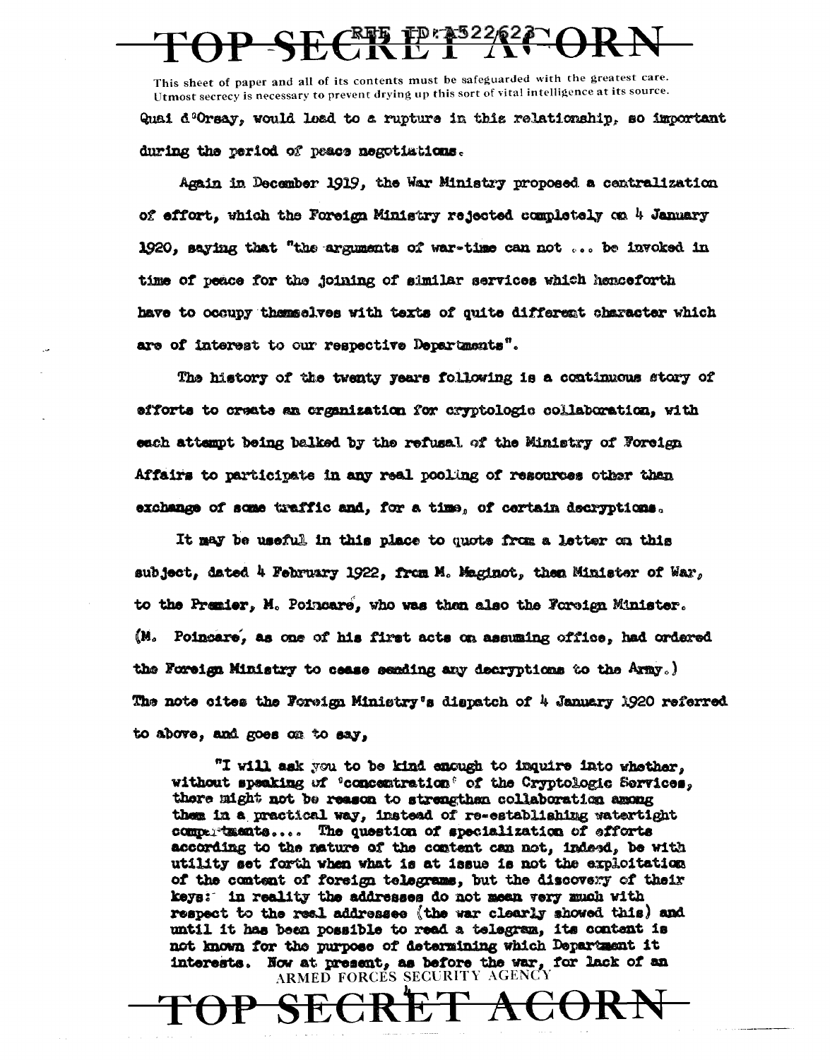This sheet of paper and all of its contents must be safeguarded with the greatest care. Utmost secrecy is necessary to prevent drying up this sort of vital intelligence at its source.

Quai d'Orsay, would lead to a rupture in this relationship, so important during the period of peace negotiations.

Again in December 1919, the War Ministry proposed a centralization of effort, which the Foreign Ministry rejected completely on 4 January 1920, saying that "the arguments of war-time can not ... be invoked in time of peace for the joining of similar services which henceforth have to occupy themselves with texts of quite different character which are of interest to our respective Departments".

The history of the twenty years following is a continuous story of efforts to create an organization for cryptologic collaboration, with each attempt being balked by the refusal of the Ministry of Foreign Affairs to participate in any real pooling of resources other than exchange of some traffic and, for a time, of certain decryptions.

It may be useful in this place to quote from a letter on this subject, dated 4 February 1922, from M. Maginot, then Minister of War, to the Premier, M. Poincaré, who was then also the Foreign Minister. (M. Poincaré, as one of his first acts on assuming office, had ordered the Foreign Ministry to cease sending any decryptions to the Army.) The note cites the Foreign Ministry's dispatch of 4 January 1920 referred to above, and goes on to say,

> "I will ask you to be kind enough to inquire into whether, without speaking of 'concentration' of the Cryptologic Services, there might not be reason to strengthen collaboration among them in a practical way, instead of re-establishing watertight compartments.... The question of specialization of efforts according to the nature of the content can not, indeed, be with utility set forth when what is at issue is not the exploitation of the content of foreign telegrams, but the discovery of their keys: in reality the addresses do not mean very much with respect to the real addressee (the war clearly showed this) and until it has been possible to read a telegram, its content is not known for the purpose of determining which Department it interests. Now at present, as before the war, for lack of an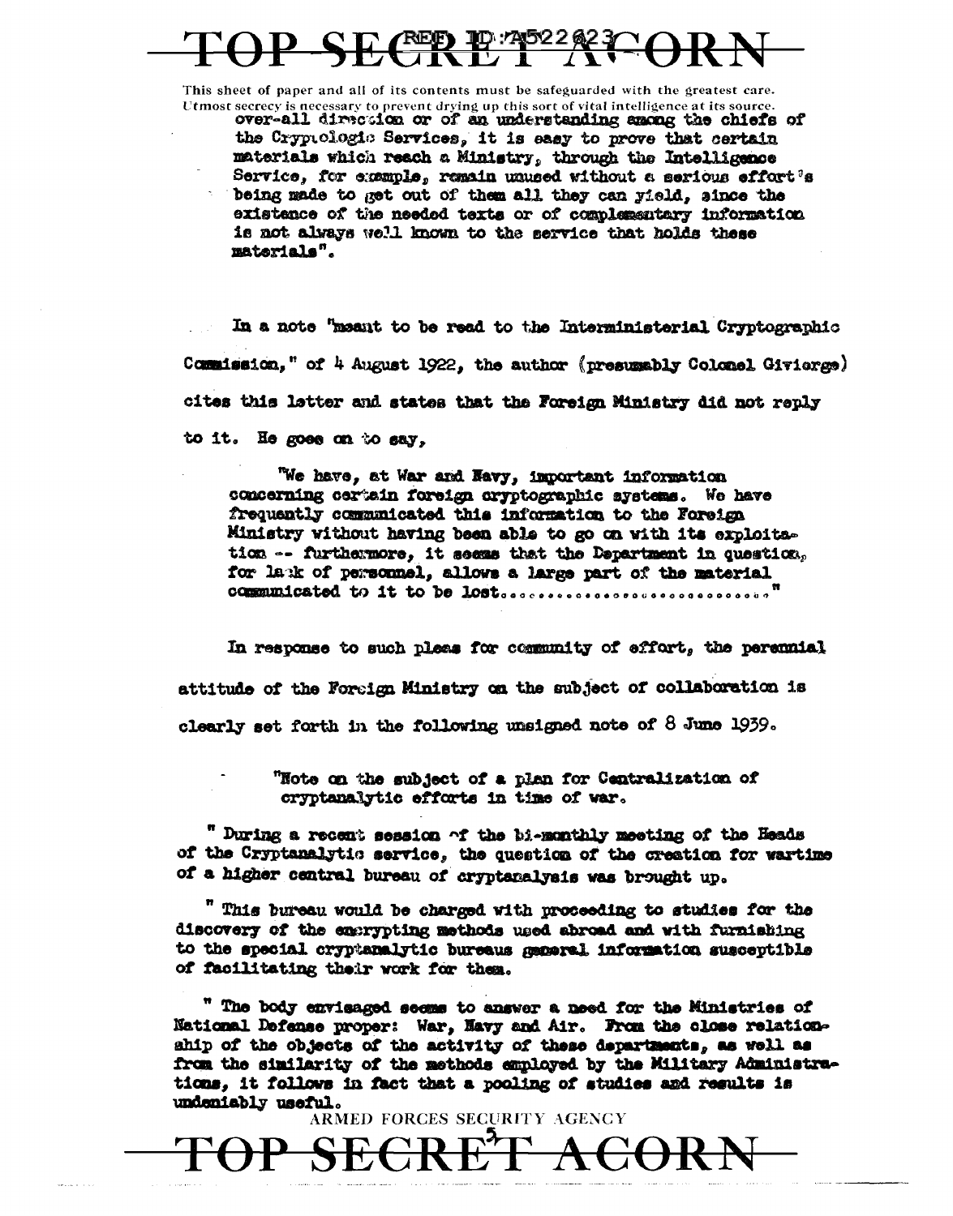over-all direction or of an understanding among the chiefs of the Cryptologic Services, it is easy to prove that certain materials which reach a Ministry, through the Intelligence Service, for example, remain unused without a serious effort's being made to get out of them all they can yield, since the existence of the needed texts or of complementary information is not always well known to the service that holds these materials".

In a note "meant to be read to the Interministerial Cryptographic Commission," of 4 August 1922, the author (presumably Colonel Givierge) cites this letter and states that the Foreign Ministry did not reply to it. He goes on to say,

> "We have, at War and Navy, important information concerning certain foreign cryptographic systems. We have frequently communicated this information to the Foreign Ministry without having been able to go on with its exploitation -- furthermore, it seems that the Department in question, for lack of personnel, allows a large part of the material communicated to it to be lost............................"

In response to such pleas for community of effort, the perennial attitude of the Foreign Ministry on the subject of collaboration is clearly set forth in the following unsigned note of 8 June 1939.

> "Note on the subject of a plan for Centralization of cryptanalytic efforts in time of war.
>
> " During a recent session of the bi-monthly meeting of the Heads of the Cryptanalytic service, the question of the creation for wartime of a higher central bureau of cryptanalysis was brought up.
>
> " This bureau would be charged with proceeding to studies for the discovery of the encrypting methods used abroad and with furnishing to the special cryptanalytic bureaus general information susceptible of facilitating their work for them.
>
> " The body envisaged seems to answer a need for the Ministries of National Defense proper: War, Navy and Air. From the close relationship of the objects of the activity of these departments, as well as from the similarity of the methods employed by the Military Administrations, it follows in fact that a pooling of studies and results is undeniably useful.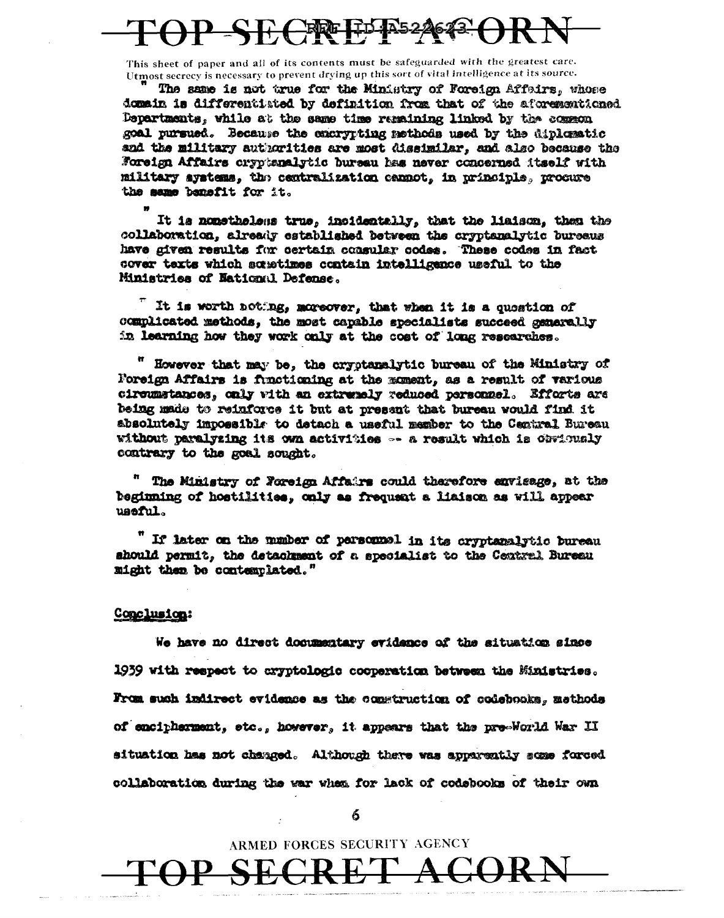This sheet of paper and all of its contents must be safeguarded with the greatest care. Utmost secrecy is necessary to prevent drying up this sort of vital intelligence at its source.

" The same is not true for the Ministry of Foreign Affairs, whose domain is differentiated by definition from that of the aforementioned Departments, while at the same time remaining linked by the common goal pursued. Because the encrypting methods used by the diplomatic and the military authorities are most dissimilar, and also because the Foreign Affairs cryptanalytic bureau has never concerned itself with military systems, the centralization cannot, in principle, procure the same benefit for it.

" It is nonetheless true, incidentally, that the liaison, then the collaboration, already established between the cryptanalytic bureaus have given results for certain consular codes. These codes in fact cover texts which sometimes contain intelligence useful to the Ministries of National Defense.

" It is worth noting, moreover, that when it is a question of complicated methods, the most capable specialists succeed generally in learning how they work only at the cost of long researches.

" However that may be, the cryptanalytic bureau of the Ministry of Foreign Affairs is functioning at the moment, as a result of various circumstances, only with an extremely reduced personnel. Efforts are being made to reinforce it but at present that bureau would find it absolutely impossible to detach a useful member to the Central Bureau without paralyzing its own activities -- a result which is obviously contrary to the goal sought.

" The Ministry of Foreign Affairs could therefore envisage, at the beginning of hostilities, only as frequent a liaison as will appear useful.

" If later on the number of personnel in its cryptanalytic bureau should permit, the detachment of a specialist to the Central Bureau might then be contemplated."

Conclusion:

We have no direct documentary evidence of the situation since 1939 with respect to cryptologic cooperation between the Ministries. From such indirect evidence as the construction of codebooks, methods of encipherment, etc., however, it appears that the pre-World War II situation has not changed. Although there was apparently some forced collaboration during the war when for lack of codebooks of their own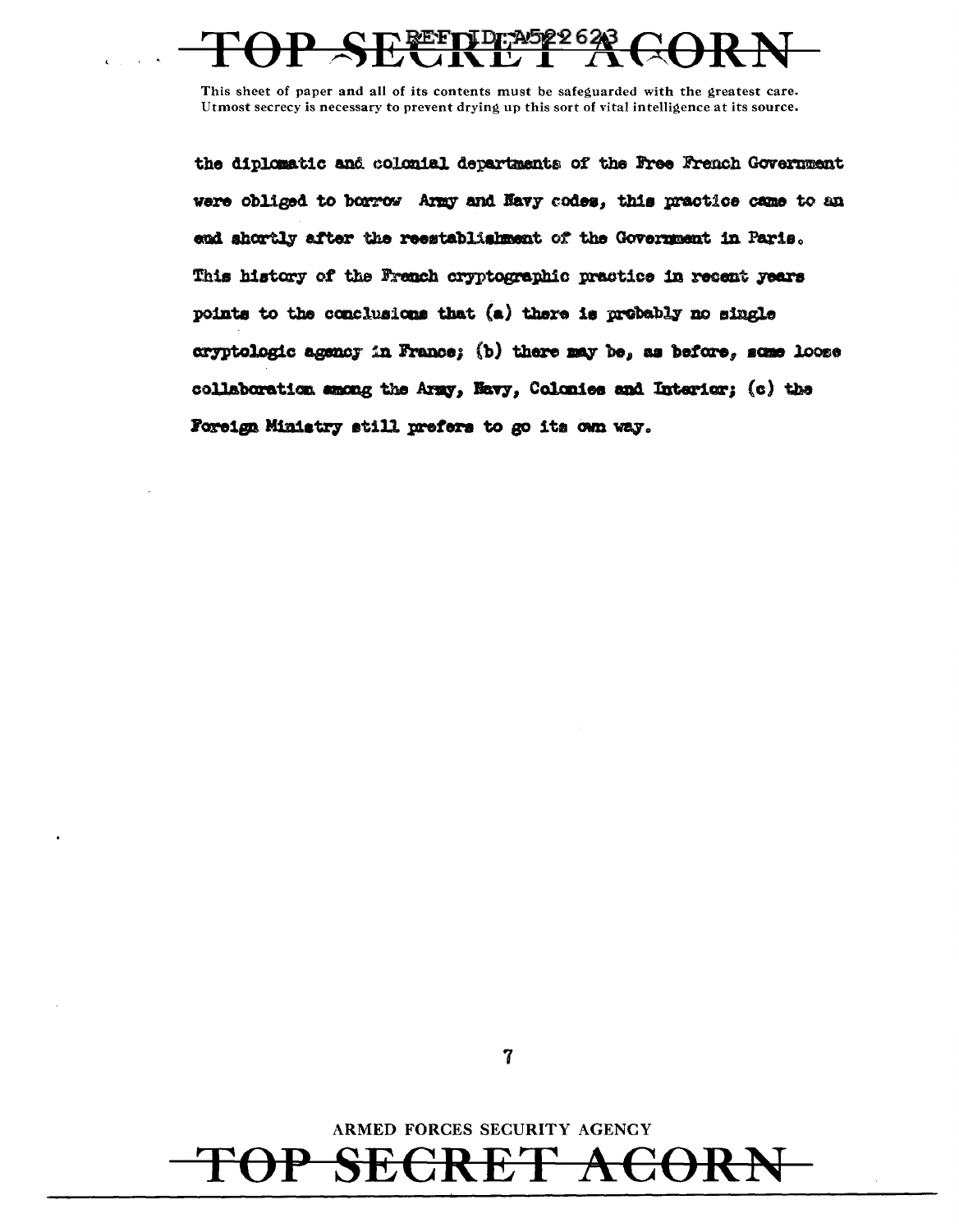the diplomatic and colonial departments of the Free French Government were obliged to borrow Army and Navy codes, this practice came to an end shortly after the reestablishment of the Government in Paris. This history of the French cryptographic practice in recent years points to the conclusions that (a) there is probably no single cryptologic agency in France; (b) there may be, as before, some loose collaboration among the Army, Navy, Colonies and Interior; (c) the Foreign Ministry still prefers to go its own way.